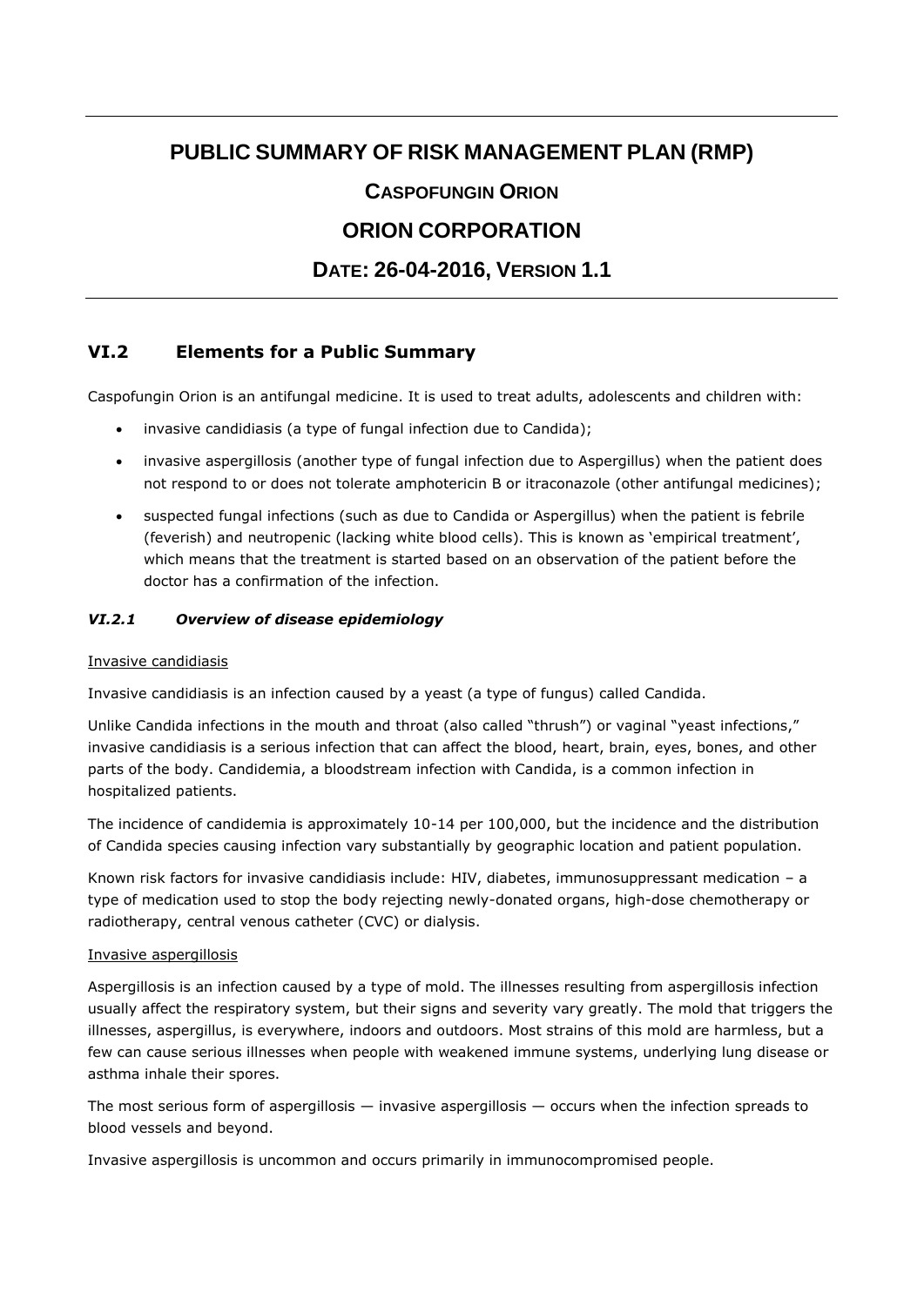# PUBLIC SUMMARY OF RISK MANAGEMENT PLAN (RMP)

## CASPOFUNGIN ORION

## ORION CORPORATION

## DATE: 26-04-2016, VERSION 1.1

## VI.2 Elements for a Public Summary

Caspofungin Orion is an antifungal medicine. It is used to treat adults, adolescents and children with:

- invasive candidiasis (a type of fungal infection due to Candida);
- invasive aspergillosis (another type of fungal infection due to Aspergillus) when the patient does not respond to or does not tolerate amphotericin B or itraconazole (other antifungal medicines);
- suspected fungal infections (such as due to Candida or Aspergillus) when the patient is febrile (feverish) and neutropenic (lacking white blood cells). This is known as 'empirical treatment', which means that the treatment is started based on an observation of the patient before the doctor has a confirmation of the infection.

### *VI.2.1 Overview of disease epidemiology*

Invasive candidiasis

Invasive candidiasis is an infection caused by a yeast (a type of fungus) called Candida.

Unlike Candida infections in the mouth and throat (also called "thrush") or vaginal "yeast infections," invasive candidiasis is a serious infection that can affect the blood, heart, brain, eyes, bones, and other parts of the body. Candidemia, a bloodstream infection with Candida, is a common infection in hospitalized patients.

The incidence of candidemia is approximately 10-14 per 100,000, but the incidence and the distribution of Candida species causing infection vary substantially by geographic location and patient population.

Known risk factors for invasive candidiasis include: HIV, diabetes, immunosuppressant medication – a type of medication used to stop the body rejecting newly-donated organs, high-dose chemotherapy or radiotherapy, central venous catheter (CVC) or dialysis.

Invasive aspergillosis

Aspergillosis is an infection caused by a type of mold. The illnesses resulting from aspergillosis infection usually affect the respiratory system, but their signs and severity vary greatly. The mold that triggers the illnesses, aspergillus, is everywhere, indoors and outdoors. Most strains of this mold are harmless, but a few can cause serious illnesses when people with weakened immune systems, underlying lung disease or asthma inhale their spores.

The most serious form of aspergillosis — invasive aspergillosis — occurs when the infection spreads to blood vessels and beyond.

Invasive aspergillosis is uncommon and occurs primarily in immunocompromised people.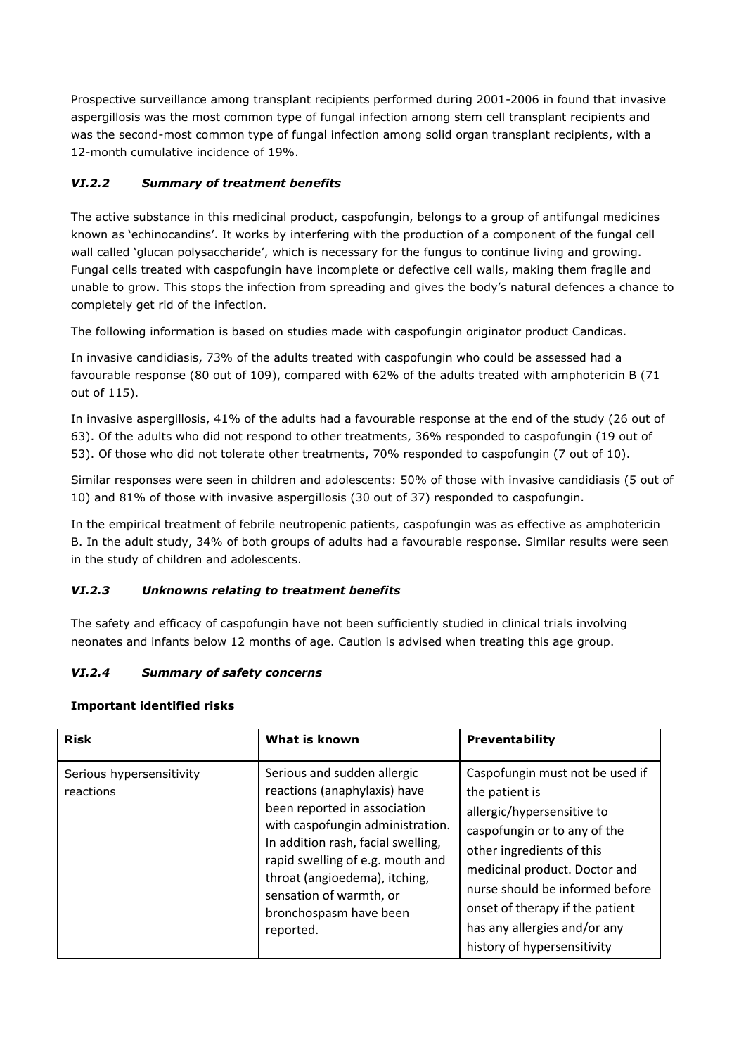Prospective surveillance among transplant recipients performed during 2001-2006 in found that invasive aspergillosis was the most common type of fungal infection among stem cell transplant recipients and was the second-most common type of fungal infection among solid organ transplant recipients, with a 12-month cumulative incidence of 19%.

### *VI.2.2 Summary of treatment benefits*

The active substance in this medicinal product, caspofungin, belongs to a group of antifungal medicines known as 'echinocandins'. It works by interfering with the production of a component of the fungal cell wall called 'glucan polysaccharide', which is necessary for the fungus to continue living and growing. Fungal cells treated with caspofungin have incomplete or defective cell walls, making them fragile and unable to grow. This stops the infection from spreading and gives the body's natural defences a chance to completely get rid of the infection.

The following information is based on studies made with caspofungin originator product Candicas.

In invasive candidiasis, 73% of the adults treated with caspofungin who could be assessed had a favourable response (80 out of 109), compared with 62% of the adults treated with amphotericin B (71 out of 115).

In invasive aspergillosis, 41% of the adults had a favourable response at the end of the study (26 out of 63). Of the adults who did not respond to other treatments, 36% responded to caspofungin (19 out of 53). Of those who did not tolerate other treatments, 70% responded to caspofungin (7 out of 10).

Similar responses were seen in children and adolescents: 50% of those with invasive candidiasis (5 out of 10) and 81% of those with invasive aspergillosis (30 out of 37) responded to caspofungin.

In the empirical treatment of febrile neutropenic patients, caspofungin was as effective as amphotericin B. In the adult study, 34% of both groups of adults had a favourable response. Similar results were seen in the study of children and adolescents.

### *VI.2.3 Unknowns relating to treatment benefits*

The safety and efficacy of caspofungin have not been sufficiently studied in clinical trials involving neonates and infants below 12 months of age. Caution is advised when treating this age group.

### *VI.2.4 Summary of safety concerns*

**Important identified risks**

| Risk | What is known | Preventability |
|---|---|---|
| Serious hypersensitivity reactions | Serious and sudden allergic reactions (anaphylaxis) have been reported in association with caspofungin administration. In addition rash, facial swelling, rapid swelling of e.g. mouth and throat (angioedema), itching, sensation of warmth, or bronchospasm have been reported. | Caspofungin must not be used if the patient is allergic/hypersensitive to caspofungin or to any of the other ingredients of this medicinal product. Doctor and nurse should be informed before onset of therapy if the patient has any allergies and/or any history of hypersensitivity |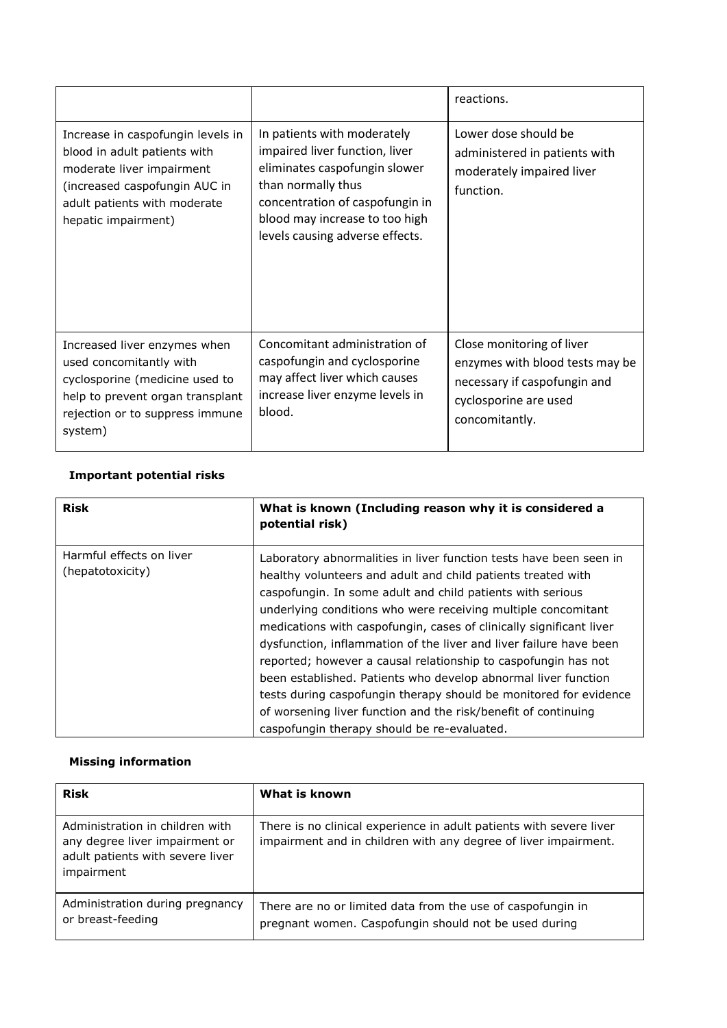| | | |
|---|---|---|
| | | reactions. |
| Increase in caspofungin levels in blood in adult patients with moderate liver impairment (increased caspofungin AUC in adult patients with moderate hepatic impairment) | In patients with moderately impaired liver function, liver eliminates caspofungin slower than normally thus concentration of caspofungin in blood may increase to too high levels causing adverse effects. | Lower dose should be administered in patients with moderately impaired liver function. |
| Increased liver enzymes when used concomitantly with cyclosporine (medicine used to help to prevent organ transplant rejection or to suppress immune system) | Concomitant administration of caspofungin and cyclosporine may affect liver which causes increase liver enzyme levels in blood. | Close monitoring of liver enzymes with blood tests may be necessary if caspofungin and cyclosporine are used concomitantly. |

**Important potential risks**

| Risk | What is known (Including reason why it is considered a potential risk) |
|---|---|
| Harmful effects on liver (hepatotoxicity) | Laboratory abnormalities in liver function tests have been seen in healthy volunteers and adult and child patients treated with caspofungin. In some adult and child patients with serious underlying conditions who were receiving multiple concomitant medications with caspofungin, cases of clinically significant liver dysfunction, inflammation of the liver and liver failure have been reported; however a causal relationship to caspofungin has not been established. Patients who develop abnormal liver function tests during caspofungin therapy should be monitored for evidence of worsening liver function and the risk/benefit of continuing caspofungin therapy should be re-evaluated. |

**Missing information**

| Risk | What is known |
|---|---|
| Administration in children with any degree liver impairment or adult patients with severe liver impairment | There is no clinical experience in adult patients with severe liver impairment and in children with any degree of liver impairment. |
| Administration during pregnancy or breast-feeding | There are no or limited data from the use of caspofungin in pregnant women. Caspofungin should not be used during |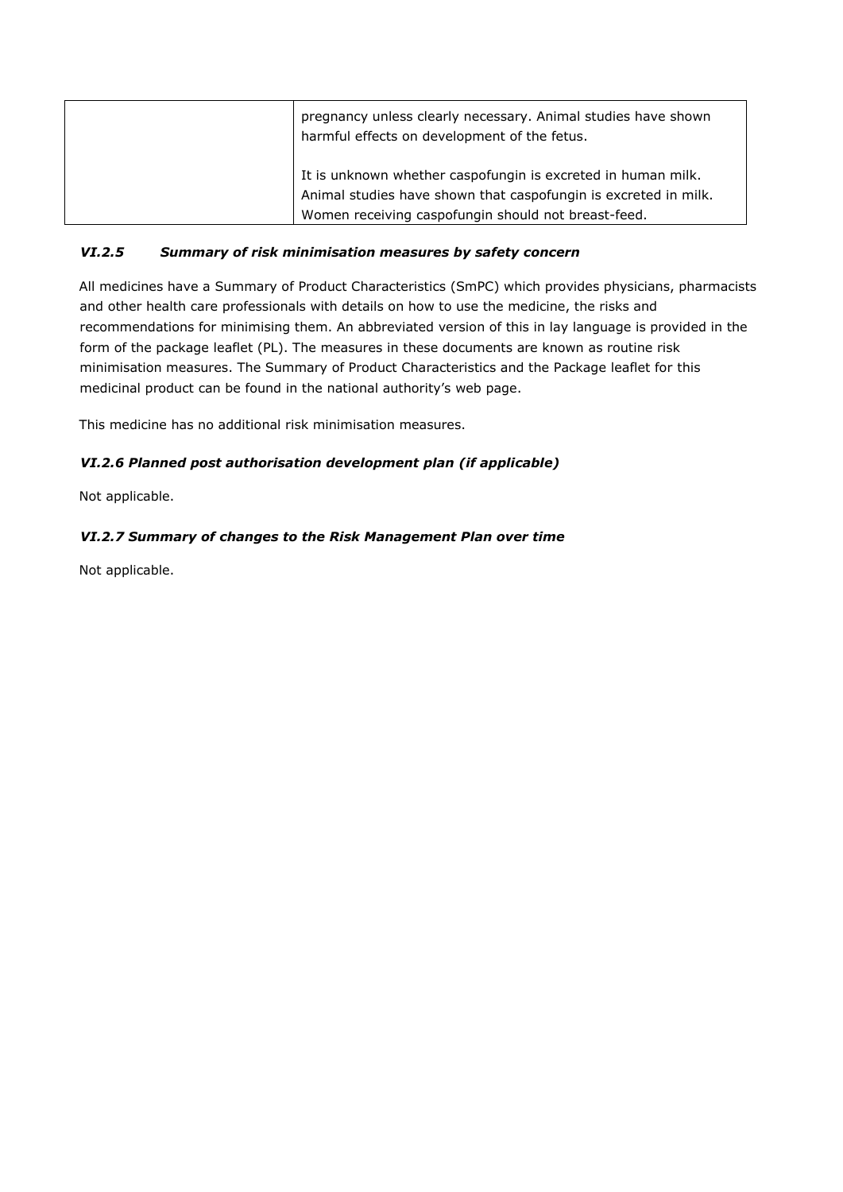| | |
|---|---|
| | pregnancy unless clearly necessary. Animal studies have shown harmful effects on development of the fetus.<br><br>It is unknown whether caspofungin is excreted in human milk. Animal studies have shown that caspofungin is excreted in milk. Women receiving caspofungin should not breast-feed. |

### *VI.2.5 Summary of risk minimisation measures by safety concern*

All medicines have a Summary of Product Characteristics (SmPC) which provides physicians, pharmacists and other health care professionals with details on how to use the medicine, the risks and recommendations for minimising them. An abbreviated version of this in lay language is provided in the form of the package leaflet (PL). The measures in these documents are known as routine risk minimisation measures. The Summary of Product Characteristics and the Package leaflet for this medicinal product can be found in the national authority's web page.

This medicine has no additional risk minimisation measures.

### *VI.2.6 Planned post authorisation development plan (if applicable)*

Not applicable.

### *VI.2.7 Summary of changes to the Risk Management Plan over time*

Not applicable.